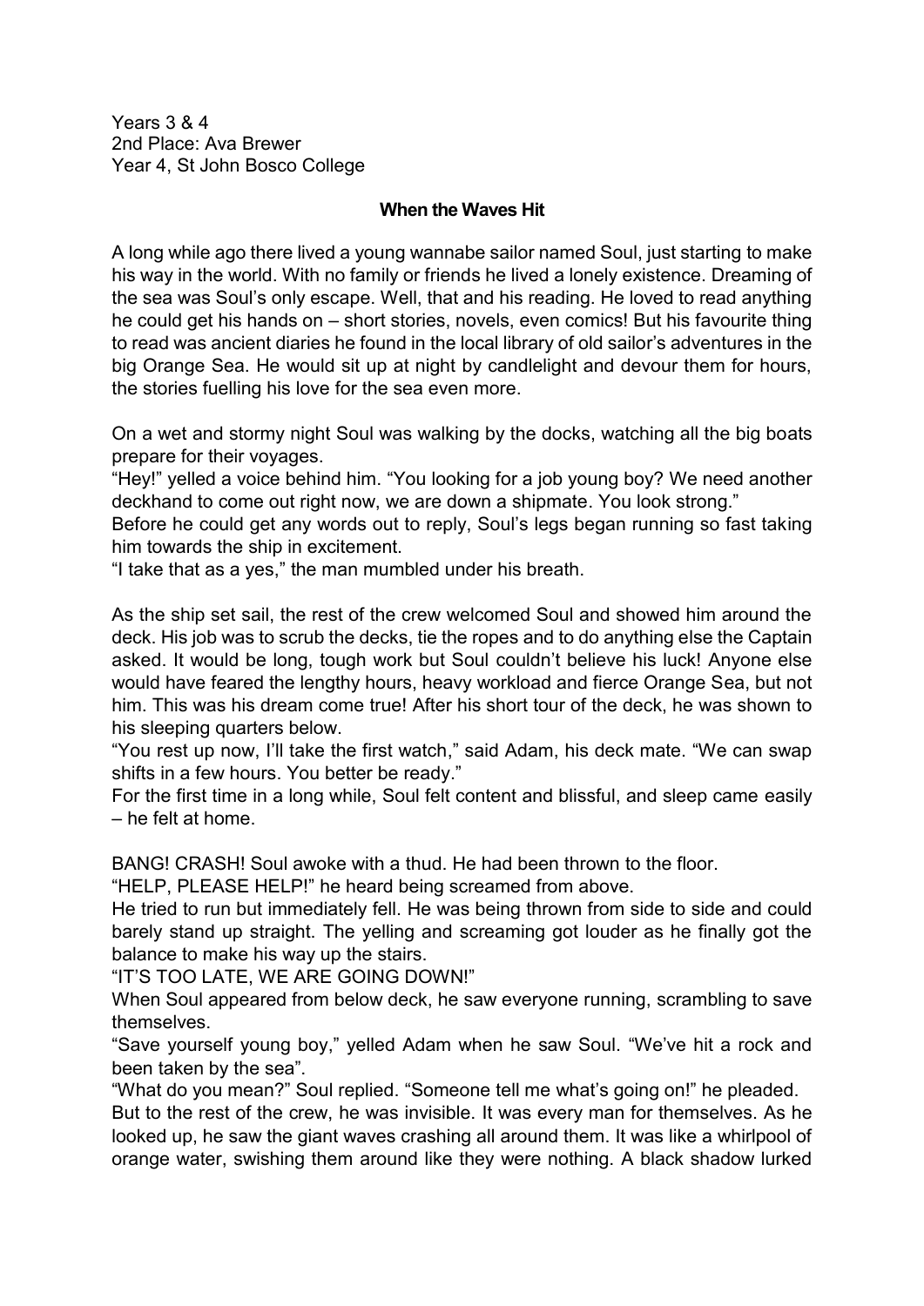Years 3 & 4
2nd Place: Ava Brewer
Year 4, St John Bosco College

**When the Waves Hit**

A long while ago there lived a young wannabe sailor named Soul, just starting to make his way in the world. With no family or friends he lived a lonely existence. Dreaming of the sea was Soul's only escape. Well, that and his reading. He loved to read anything he could get his hands on – short stories, novels, even comics! But his favourite thing to read was ancient diaries he found in the local library of old sailor's adventures in the big Orange Sea. He would sit up at night by candlelight and devour them for hours, the stories fuelling his love for the sea even more.

On a wet and stormy night Soul was walking by the docks, watching all the big boats prepare for their voyages.

"Hey!" yelled a voice behind him. "You looking for a job young boy? We need another deckhand to come out right now, we are down a shipmate. You look strong."

Before he could get any words out to reply, Soul's legs began running so fast taking him towards the ship in excitement.

"I take that as a yes," the man mumbled under his breath.

As the ship set sail, the rest of the crew welcomed Soul and showed him around the deck. His job was to scrub the decks, tie the ropes and to do anything else the Captain asked. It would be long, tough work but Soul couldn't believe his luck! Anyone else would have feared the lengthy hours, heavy workload and fierce Orange Sea, but not him. This was his dream come true! After his short tour of the deck, he was shown to his sleeping quarters below.

"You rest up now, I'll take the first watch," said Adam, his deck mate. "We can swap shifts in a few hours. You better be ready."

For the first time in a long while, Soul felt content and blissful, and sleep came easily – he felt at home.

BANG! CRASH! Soul awoke with a thud. He had been thrown to the floor.

"HELP, PLEASE HELP!" he heard being screamed from above.

He tried to run but immediately fell. He was being thrown from side to side and could barely stand up straight. The yelling and screaming got louder as he finally got the balance to make his way up the stairs.

"IT'S TOO LATE, WE ARE GOING DOWN!"

When Soul appeared from below deck, he saw everyone running, scrambling to save themselves.

"Save yourself young boy," yelled Adam when he saw Soul. "We've hit a rock and been taken by the sea".

"What do you mean?" Soul replied. "Someone tell me what's going on!" he pleaded.

But to the rest of the crew, he was invisible. It was every man for themselves. As he looked up, he saw the giant waves crashing all around them. It was like a whirlpool of orange water, swishing them around like they were nothing. A black shadow lurked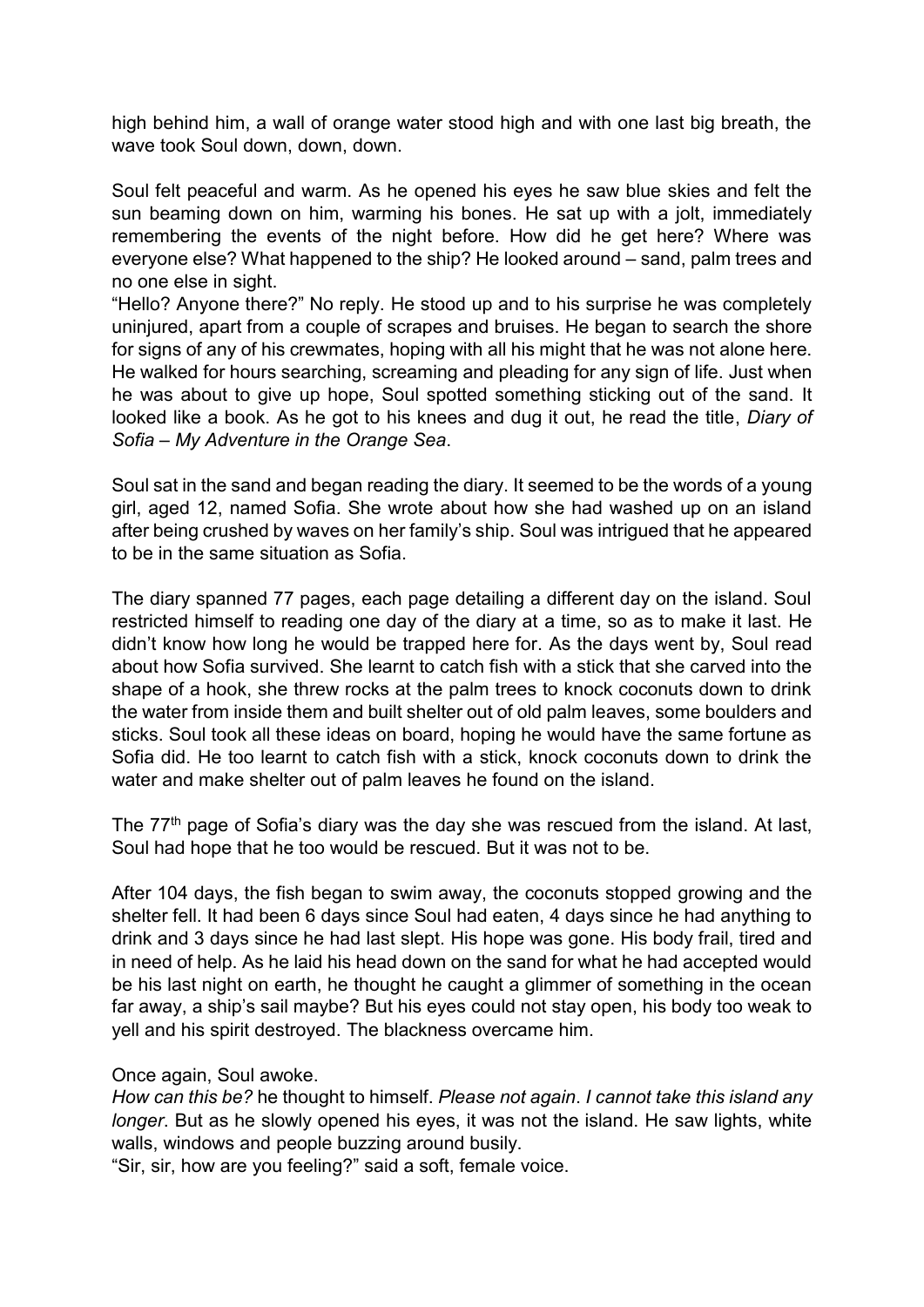high behind him, a wall of orange water stood high and with one last big breath, the wave took Soul down, down, down.

Soul felt peaceful and warm. As he opened his eyes he saw blue skies and felt the sun beaming down on him, warming his bones. He sat up with a jolt, immediately remembering the events of the night before. How did he get here? Where was everyone else? What happened to the ship? He looked around – sand, palm trees and no one else in sight.

"Hello? Anyone there?" No reply. He stood up and to his surprise he was completely uninjured, apart from a couple of scrapes and bruises. He began to search the shore for signs of any of his crewmates, hoping with all his might that he was not alone here. He walked for hours searching, screaming and pleading for any sign of life. Just when he was about to give up hope, Soul spotted something sticking out of the sand. It looked like a book. As he got to his knees and dug it out, he read the title, *Diary of Sofia – My Adventure in the Orange Sea*.

Soul sat in the sand and began reading the diary. It seemed to be the words of a young girl, aged 12, named Sofia. She wrote about how she had washed up on an island after being crushed by waves on her family's ship. Soul was intrigued that he appeared to be in the same situation as Sofia.

The diary spanned 77 pages, each page detailing a different day on the island. Soul restricted himself to reading one day of the diary at a time, so as to make it last. He didn't know how long he would be trapped here for. As the days went by, Soul read about how Sofia survived. She learnt to catch fish with a stick that she carved into the shape of a hook, she threw rocks at the palm trees to knock coconuts down to drink the water from inside them and built shelter out of old palm leaves, some boulders and sticks. Soul took all these ideas on board, hoping he would have the same fortune as Sofia did. He too learnt to catch fish with a stick, knock coconuts down to drink the water and make shelter out of palm leaves he found on the island.

The 77th page of Sofia's diary was the day she was rescued from the island. At last, Soul had hope that he too would be rescued. But it was not to be.

After 104 days, the fish began to swim away, the coconuts stopped growing and the shelter fell. It had been 6 days since Soul had eaten, 4 days since he had anything to drink and 3 days since he had last slept. His hope was gone. His body frail, tired and in need of help. As he laid his head down on the sand for what he had accepted would be his last night on earth, he thought he caught a glimmer of something in the ocean far away, a ship's sail maybe? But his eyes could not stay open, his body too weak to yell and his spirit destroyed. The blackness overcame him.

Once again, Soul awoke.

*How can this be?* he thought to himself. *Please not again*. *I cannot take this island any longer*. But as he slowly opened his eyes, it was not the island. He saw lights, white walls, windows and people buzzing around busily.

"Sir, sir, how are you feeling?" said a soft, female voice.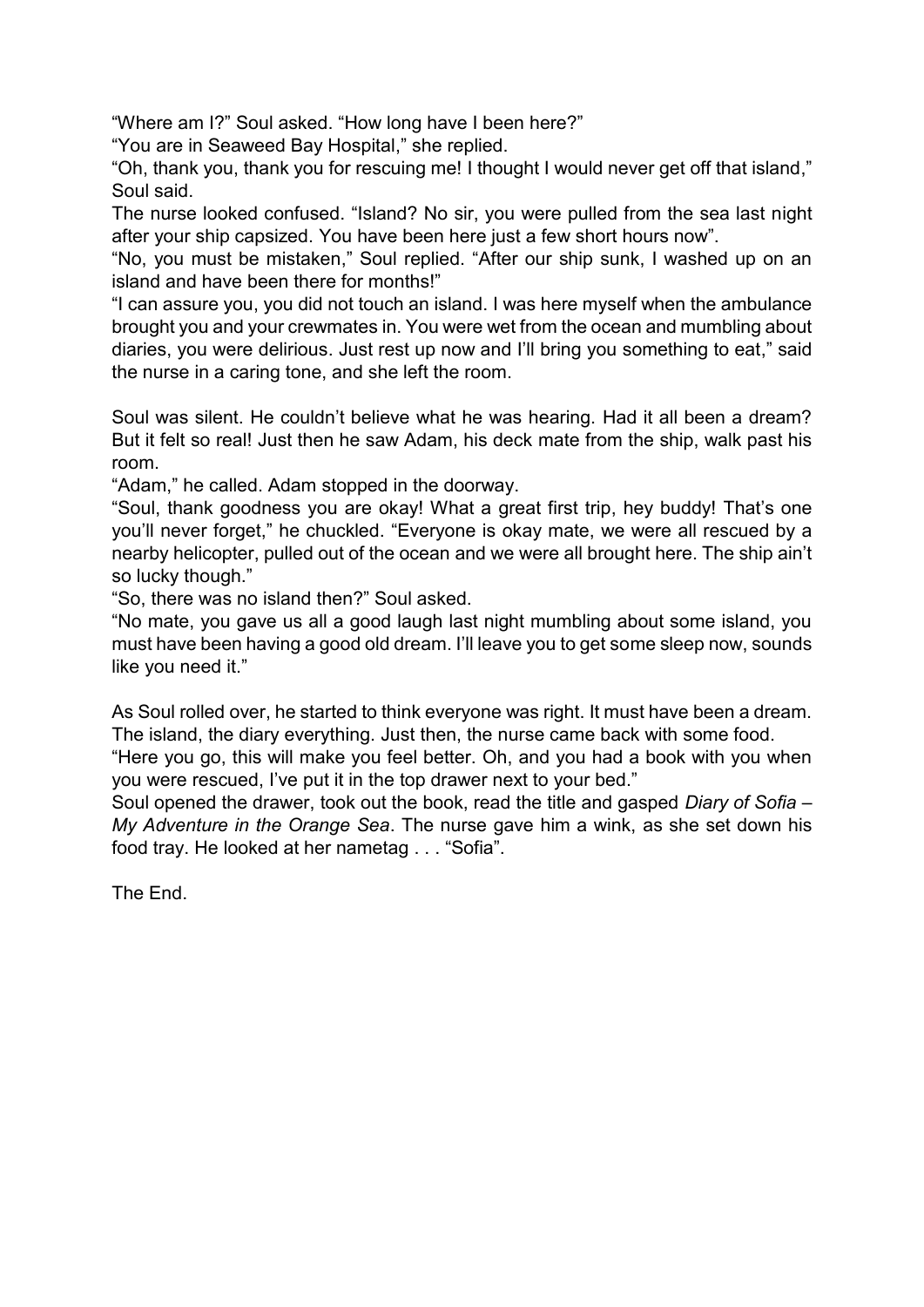“Where am I?” Soul asked. “How long have I been here?”

“You are in Seaweed Bay Hospital,” she replied.

“Oh, thank you, thank you for rescuing me! I thought I would never get off that island,” Soul said.

The nurse looked confused. “Island? No sir, you were pulled from the sea last night after your ship capsized. You have been here just a few short hours now”.

“No, you must be mistaken,” Soul replied. “After our ship sunk, I washed up on an island and have been there for months!”

“I can assure you, you did not touch an island. I was here myself when the ambulance brought you and your crewmates in. You were wet from the ocean and mumbling about diaries, you were delirious. Just rest up now and I’ll bring you something to eat,” said the nurse in a caring tone, and she left the room.

Soul was silent. He couldn’t believe what he was hearing. Had it all been a dream? But it felt so real! Just then he saw Adam, his deck mate from the ship, walk past his room.

“Adam,” he called. Adam stopped in the doorway.

“Soul, thank goodness you are okay! What a great first trip, hey buddy! That’s one you’ll never forget,” he chuckled. “Everyone is okay mate, we were all rescued by a nearby helicopter, pulled out of the ocean and we were all brought here. The ship ain’t so lucky though.”

“So, there was no island then?” Soul asked.

“No mate, you gave us all a good laugh last night mumbling about some island, you must have been having a good old dream. I’ll leave you to get some sleep now, sounds like you need it.”

As Soul rolled over, he started to think everyone was right. It must have been a dream. The island, the diary everything. Just then, the nurse came back with some food.

“Here you go, this will make you feel better. Oh, and you had a book with you when you were rescued, I’ve put it in the top drawer next to your bed.”

Soul opened the drawer, took out the book, read the title and gasped *Diary of Sofia – My Adventure in the Orange Sea*. The nurse gave him a wink, as she set down his food tray. He looked at her nametag . . . “Sofia”.

The End.